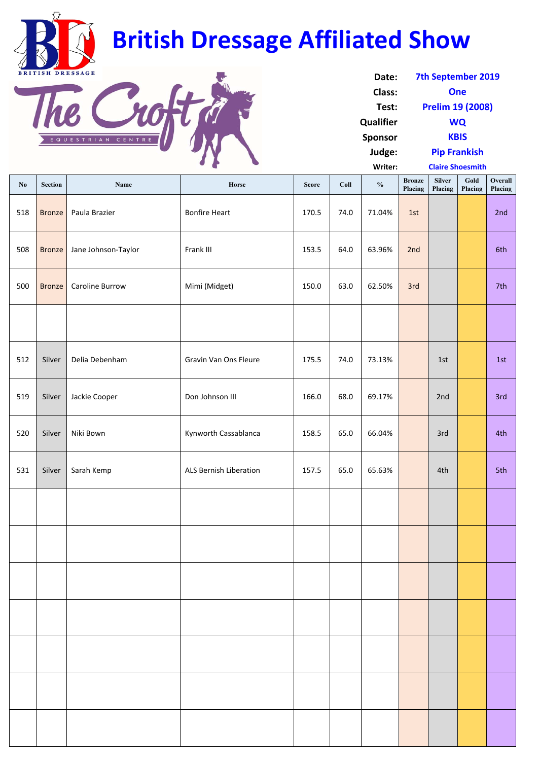# British Dressage Affiliated Show

BRITISH DRESSAGE

The Croft EQUESTRIAN CENTRE

**Date:** 7th September 2019
**Class:** One
**Test:** Prelim 19 (2008)
**Qualifier** WQ
**Sponsor** KBIS
**Judge:** Pip Frankish
**Writer:** Claire Shoesmith

| No | Section | Name | Horse | Score | Coll | % | Bronze Placing | Silver Placing | Gold Placing | Overall Placing |
|---|---|---|---|---|---|---|---|---|---|---|
| 518 | Bronze | Paula Brazier | Bonfire Heart | 170.5 | 74.0 | 71.04% | 1st | | | 2nd |
| 508 | Bronze | Jane Johnson-Taylor | Frank III | 153.5 | 64.0 | 63.96% | 2nd | | | 6th |
| 500 | Bronze | Caroline Burrow | Mimi (Midget) | 150.0 | 63.0 | 62.50% | 3rd | | | 7th |
| | | | | | | | | | | |
| 512 | Silver | Delia Debenham | Gravin Van Ons Fleure | 175.5 | 74.0 | 73.13% | | 1st | | 1st |
| 519 | Silver | Jackie Cooper | Don Johnson III | 166.0 | 68.0 | 69.17% | | 2nd | | 3rd |
| 520 | Silver | Niki Bown | Kynworth Cassablanca | 158.5 | 65.0 | 66.04% | | 3rd | | 4th |
| 531 | Silver | Sarah Kemp | ALS Bernish Liberation | 157.5 | 65.0 | 65.63% | | 4th | | 5th |
| | | | | | | | | | | |
| | | | | | | | | | | |
| | | | | | | | | | | |
| | | | | | | | | | | |
| | | | | | | | | | | |
| | | | | | | | | | | |
| | | | | | | | | | | |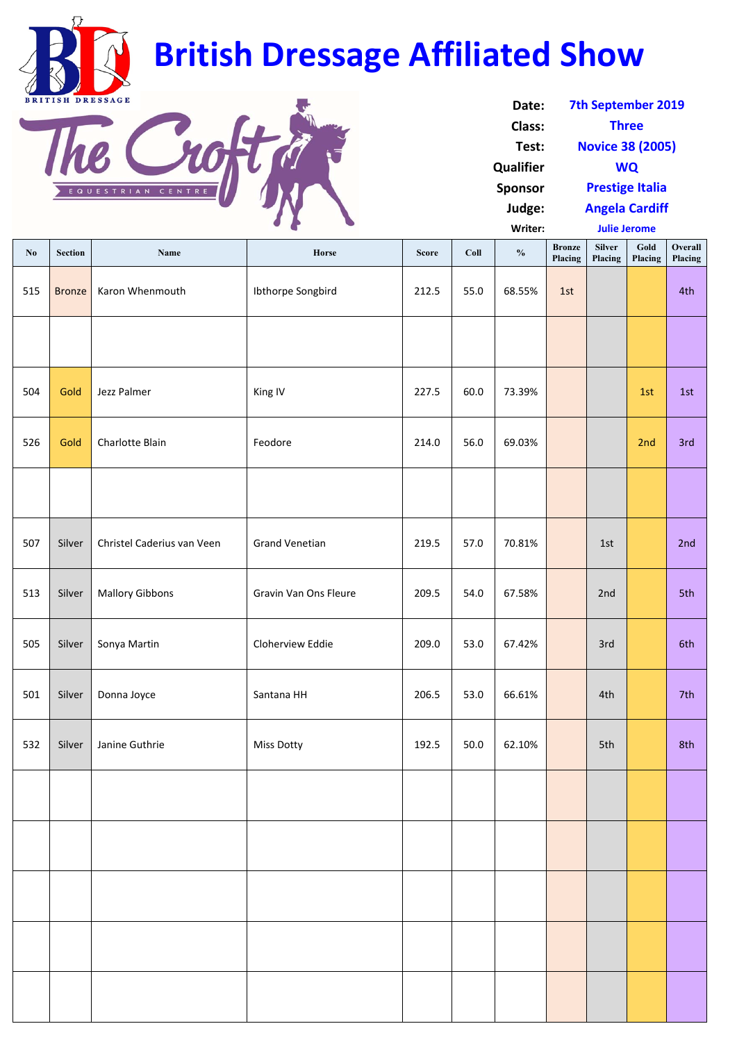# British Dressage Affiliated Show

**Date:** 7th September 2019
**Class:** Three
**Test:** Novice 38 (2005)
**Qualifier** WQ
**Sponsor** Prestige Italia
**Judge:** Angela Cardiff
**Writer:** Julie Jerome

| No | Section | Name | Horse | Score | Coll | % | Bronze Placing | Silver Placing | Gold Placing | Overall Placing |
|---|---|---|---|---|---|---|---|---|---|---|
| 515 | Bronze | Karon Whenmouth | Ibthorpe Songbird | 212.5 | 55.0 | 68.55% | 1st | | | 4th |
| | | | | | | | | | | |
| 504 | Gold | Jezz Palmer | King IV | 227.5 | 60.0 | 73.39% | | | 1st | 1st |
| 526 | Gold | Charlotte Blain | Feodore | 214.0 | 56.0 | 69.03% | | | 2nd | 3rd |
| | | | | | | | | | | |
| 507 | Silver | Christel Caderius van Veen | Grand Venetian | 219.5 | 57.0 | 70.81% | | 1st | | 2nd |
| 513 | Silver | Mallory Gibbons | Gravin Van Ons Fleure | 209.5 | 54.0 | 67.58% | | 2nd | | 5th |
| 505 | Silver | Sonya Martin | Cloherview Eddie | 209.0 | 53.0 | 67.42% | | 3rd | | 6th |
| 501 | Silver | Donna Joyce | Santana HH | 206.5 | 53.0 | 66.61% | | 4th | | 7th |
| 532 | Silver | Janine Guthrie | Miss Dotty | 192.5 | 50.0 | 62.10% | | 5th | | 8th |
| | | | | | | | | | | |
| | | | | | | | | | | |
| | | | | | | | | | | |
| | | | | | | | | | | |
| | | | | | | | | | | |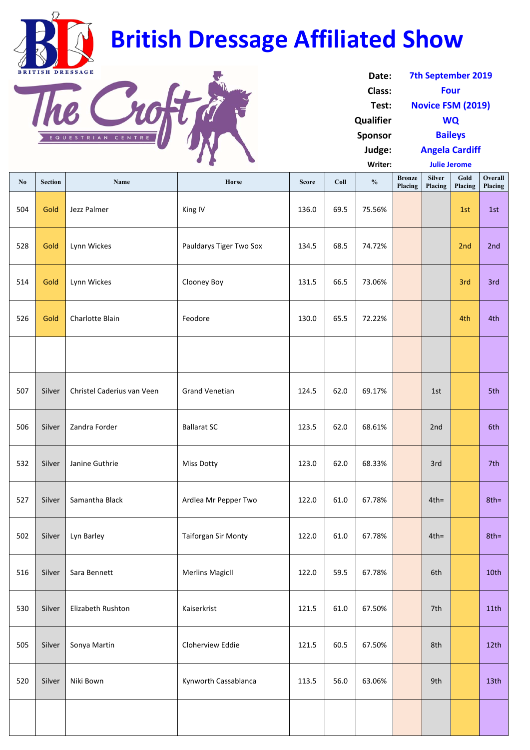# British Dressage Affiliated Show

**The Croft** EQUESTRIAN CENTRE

| | |
|---|---|
| **Date:** | 7th September 2019 |
| **Class:** | Four |
| **Test:** | Novice FSM (2019) |
| **Qualifier** | WQ |
| **Sponsor** | Baileys |
| **Judge:** | Angela Cardiff |
| **Writer:** | Julie Jerome |

| No | Section | Name | Horse | Score | Coll | % | Bronze Placing | Silver Placing | Gold Placing | Overall Placing |
|---|---|---|---|---|---|---|---|---|---|---|
| 504 | Gold | Jezz Palmer | King IV | 136.0 | 69.5 | 75.56% | | | 1st | 1st |
| 528 | Gold | Lynn Wickes | Pauldarys Tiger Two Sox | 134.5 | 68.5 | 74.72% | | | 2nd | 2nd |
| 514 | Gold | Lynn Wickes | Clooney Boy | 131.5 | 66.5 | 73.06% | | | 3rd | 3rd |
| 526 | Gold | Charlotte Blain | Feodore | 130.0 | 65.5 | 72.22% | | | 4th | 4th |
| | | | | | | | | | | |
| 507 | Silver | Christel Caderius van Veen | Grand Venetian | 124.5 | 62.0 | 69.17% | | 1st | | 5th |
| 506 | Silver | Zandra Forder | Ballarat SC | 123.5 | 62.0 | 68.61% | | 2nd | | 6th |
| 532 | Silver | Janine Guthrie | Miss Dotty | 123.0 | 62.0 | 68.33% | | 3rd | | 7th |
| 527 | Silver | Samantha Black | Ardlea Mr Pepper Two | 122.0 | 61.0 | 67.78% | | 4th= | | 8th= |
| 502 | Silver | Lyn Barley | Taiforgan Sir Monty | 122.0 | 61.0 | 67.78% | | 4th= | | 8th= |
| 516 | Silver | Sara Bennett | Merlins MagicII | 122.0 | 59.5 | 67.78% | | 6th | | 10th |
| 530 | Silver | Elizabeth Rushton | Kaiserkrist | 121.5 | 61.0 | 67.50% | | 7th | | 11th |
| 505 | Silver | Sonya Martin | Cloherview Eddie | 121.5 | 60.5 | 67.50% | | 8th | | 12th |
| 520 | Silver | Niki Bown | Kynworth Cassablanca | 113.5 | 56.0 | 63.06% | | 9th | | 13th |
| | | | | | | | | | | |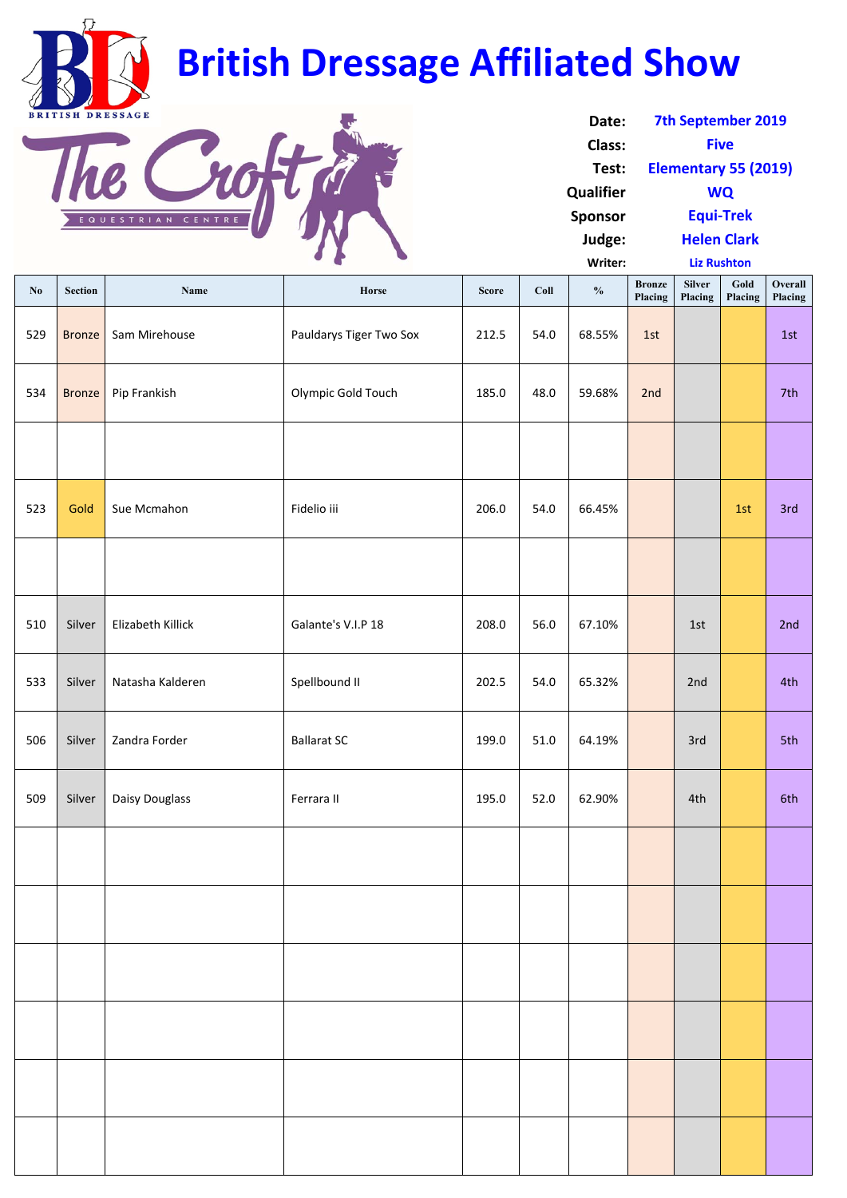# British Dressage Affiliated Show

| | |
|---|---|
| **Date:** | 7th September 2019 |
| **Class:** | Five |
| **Test:** | Elementary 55 (2019) |
| **Qualifier** | WQ |
| **Sponsor** | Equi-Trek |
| **Judge:** | Helen Clark |
| **Writer:** | Liz Rushton |

| No | Section | Name | Horse | Score | Coll | % | Bronze Placing | Silver Placing | Gold Placing | Overall Placing |
|---|---|---|---|---|---|---|---|---|---|---|
| 529 | Bronze | Sam Mirehouse | Pauldarys Tiger Two Sox | 212.5 | 54.0 | 68.55% | 1st | | | 1st |
| 534 | Bronze | Pip Frankish | Olympic Gold Touch | 185.0 | 48.0 | 59.68% | 2nd | | | 7th |
| | | | | | | | | | | |
| 523 | Gold | Sue Mcmahon | Fidelio iii | 206.0 | 54.0 | 66.45% | | | 1st | 3rd |
| | | | | | | | | | | |
| 510 | Silver | Elizabeth Killick | Galante's V.I.P 18 | 208.0 | 56.0 | 67.10% | | 1st | | 2nd |
| 533 | Silver | Natasha Kalderen | Spellbound II | 202.5 | 54.0 | 65.32% | | 2nd | | 4th |
| 506 | Silver | Zandra Forder | Ballarat SC | 199.0 | 51.0 | 64.19% | | 3rd | | 5th |
| 509 | Silver | Daisy Douglass | Ferrara II | 195.0 | 52.0 | 62.90% | | 4th | | 6th |
| | | | | | | | | | | |
| | | | | | | | | | | |
| | | | | | | | | | | |
| | | | | | | | | | | |
| | | | | | | | | | | |
| | | | | | | | | | | |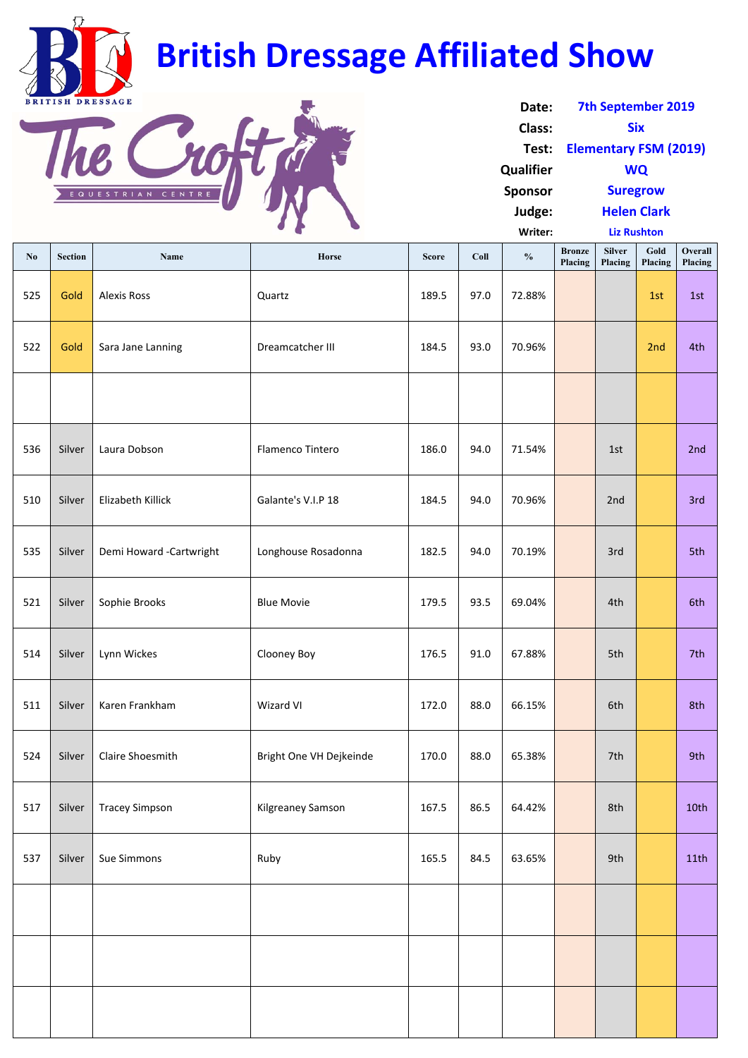# British Dressage Affiliated Show

The Croft Equestrian Centre

**Date:** 7th September 2019
**Class:** Six
**Test:** Elementary FSM (2019)
**Qualifier** WQ
**Sponsor** Suregrow
**Judge:** Helen Clark
**Writer:** Liz Rushton

| No | Section | Name | Horse | Score | Coll | % | Bronze Placing | Silver Placing | Gold Placing | Overall Placing |
|---|---|---|---|---|---|---|---|---|---|---|
| 525 | Gold | Alexis Ross | Quartz | 189.5 | 97.0 | 72.88% | | | 1st | 1st |
| 522 | Gold | Sara Jane Lanning | Dreamcatcher III | 184.5 | 93.0 | 70.96% | | | 2nd | 4th |
| | | | | | | | | | | |
| 536 | Silver | Laura Dobson | Flamenco Tintero | 186.0 | 94.0 | 71.54% | | 1st | | 2nd |
| 510 | Silver | Elizabeth Killick | Galante's V.I.P 18 | 184.5 | 94.0 | 70.96% | | 2nd | | 3rd |
| 535 | Silver | Demi Howard -Cartwright | Longhouse Rosadonna | 182.5 | 94.0 | 70.19% | | 3rd | | 5th |
| 521 | Silver | Sophie Brooks | Blue Movie | 179.5 | 93.5 | 69.04% | | 4th | | 6th |
| 514 | Silver | Lynn Wickes | Clooney Boy | 176.5 | 91.0 | 67.88% | | 5th | | 7th |
| 511 | Silver | Karen Frankham | Wizard VI | 172.0 | 88.0 | 66.15% | | 6th | | 8th |
| 524 | Silver | Claire Shoesmith | Bright One VH Dejkeinde | 170.0 | 88.0 | 65.38% | | 7th | | 9th |
| 517 | Silver | Tracey Simpson | Kilgreaney Samson | 167.5 | 86.5 | 64.42% | | 8th | | 10th |
| 537 | Silver | Sue Simmons | Ruby | 165.5 | 84.5 | 63.65% | | 9th | | 11th |
| | | | | | | | | | | |
| | | | | | | | | | | |
| | | | | | | | | | | |